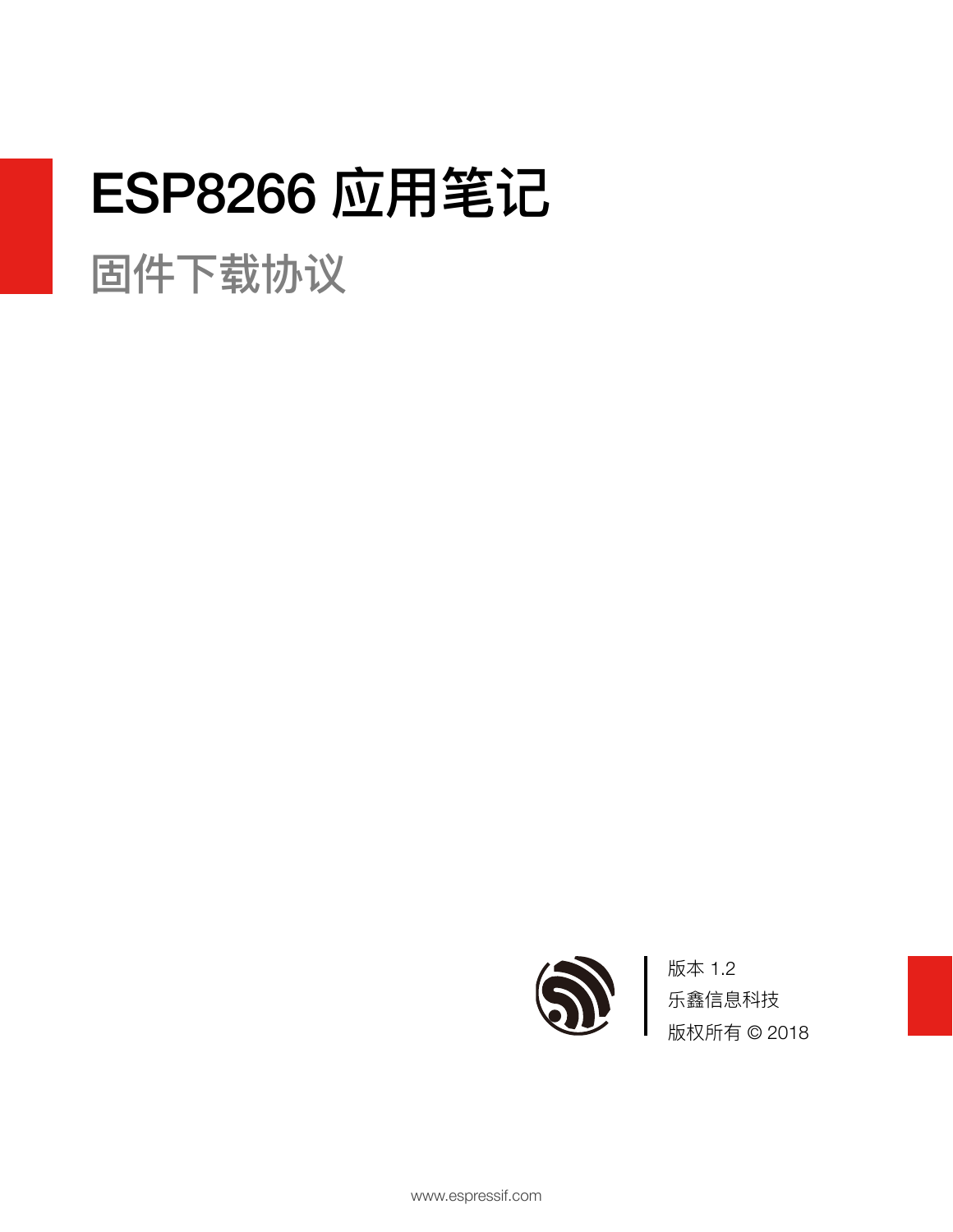# ESP8266 应用笔记

## 固件下载协议

版本 1.2
乐鑫信息科技
版权所有 © 2018

www.espressif.com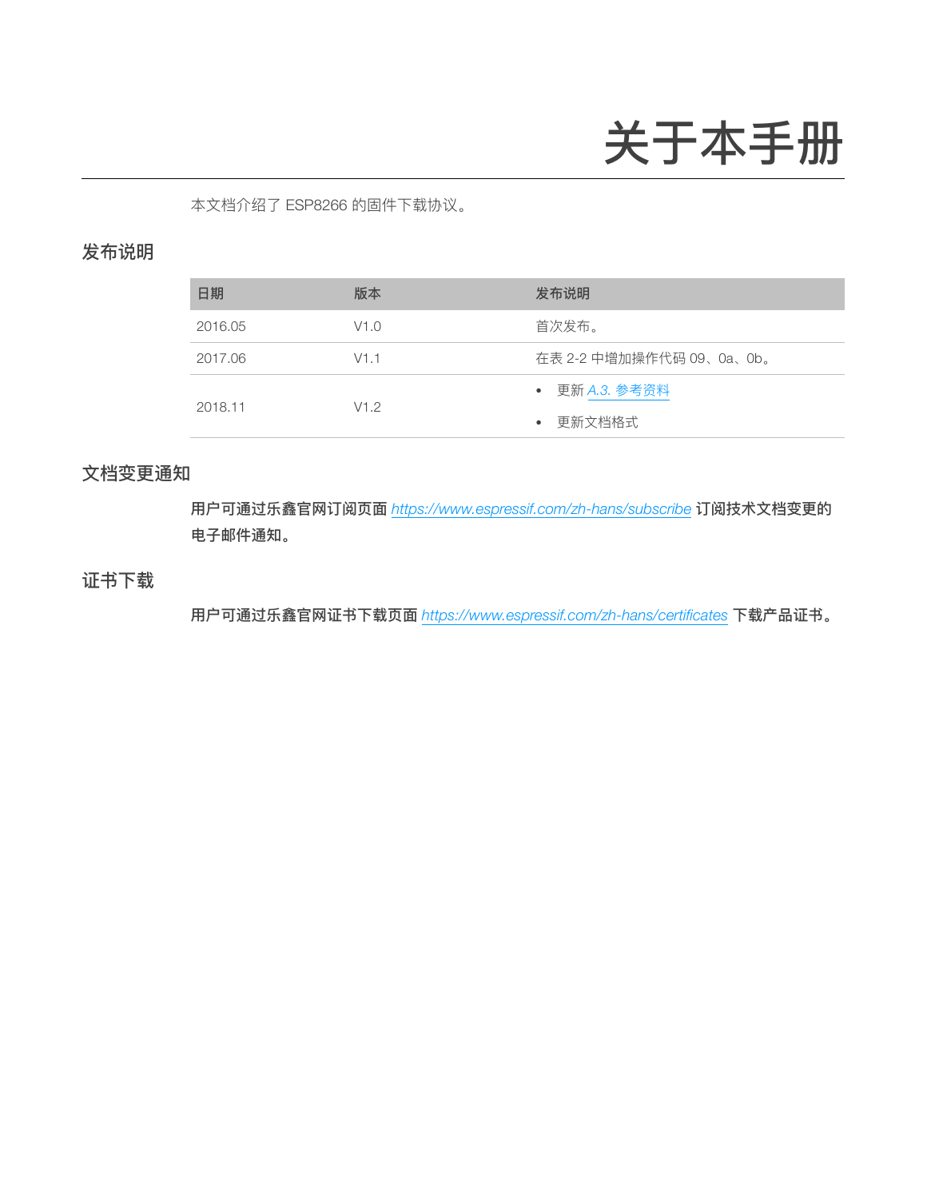# 关于本手册

本文档介绍了 ESP8266 的固件下载协议。

## 发布说明

| 日期 | 版本 | 发布说明 |
| --- | --- | --- |
| 2016.05 | V1.0 | 首次发布。 |
| 2017.06 | V1.1 | 在表 2-2 中增加操作代码 09、0a、0b。 |
| 2018.11 | V1.2 | • 更新 *A.3. 参考资料*<br>• 更新文档格式 |

## 文档变更通知

**用户可通过乐鑫官网订阅页面 *https://www.espressif.com/zh-hans/subscribe* 订阅技术文档变更的电子邮件通知。**

## 证书下载

**用户可通过乐鑫官网证书下载页面 *https://www.espressif.com/zh-hans/certificates* 下载产品证书。**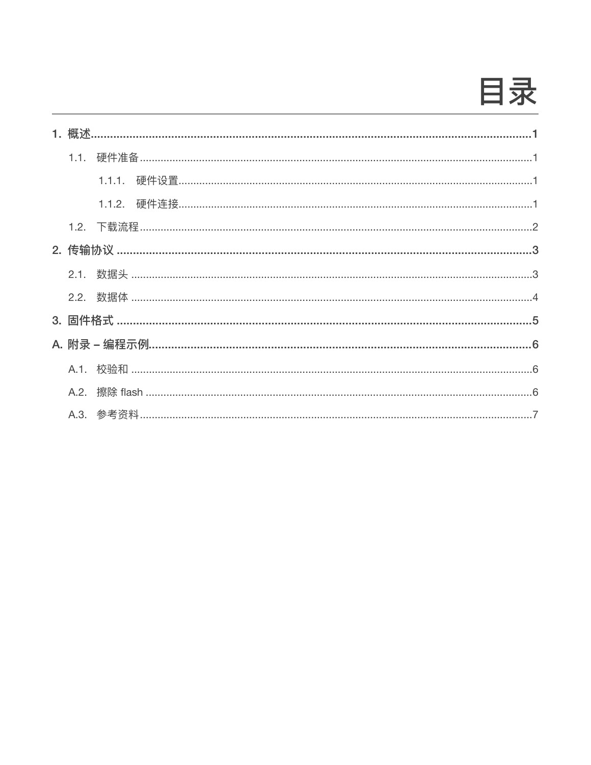# 目录

1. 概述 ........................................................ 1
    - 1.1. 硬件准备 ........................................................ 1
        - 1.1.1. 硬件设置 ........................................................ 1
        - 1.1.2. 硬件连接 ........................................................ 1
    - 1.2. 下载流程 ........................................................ 2
2. 传输协议 ........................................................ 3
    - 2.1. 数据头 ........................................................ 3
    - 2.2. 数据体 ........................................................ 4
3. 固件格式 ........................................................ 5

A. 附录 – 编程示例 ........................................................ 6
- A.1. 校验和 ........................................................ 6
- A.2. 擦除 flash ........................................................ 6
- A.3. 参考资料 ........................................................ 7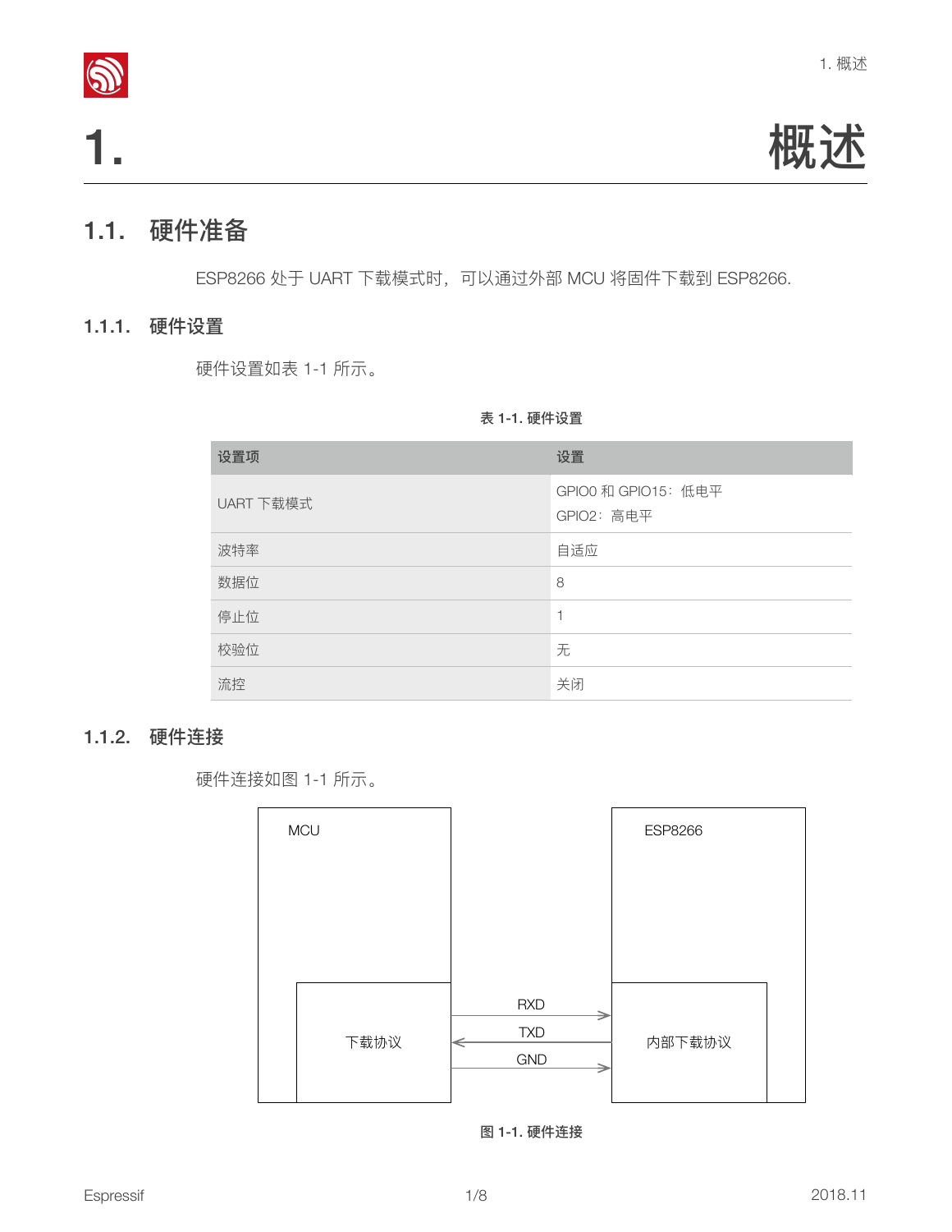# 1. 概述

## 1.1. 硬件准备

ESP8266 处于 UART 下载模式时，可以通过外部 MCU 将固件下载到 ESP8266.

### 1.1.1. 硬件设置

硬件设置如表 1-1 所示。

表 1-1. 硬件设置

| 设置项 | 设置 |
| --- | --- |
| UART 下载模式 | GPIO0 和 GPIO15：低电平<br>GPIO2：高电平 |
| 波特率 | 自适应 |
| 数据位 | 8 |
| 停止位 | 1 |
| 校验位 | 无 |
| 流控 | 关闭 |

### 1.1.2. 硬件连接

硬件连接如图 1-1 所示。

MCU

下载协议

RXD

TXD

GND

ESP8266

内部下载协议

图 1-1. 硬件连接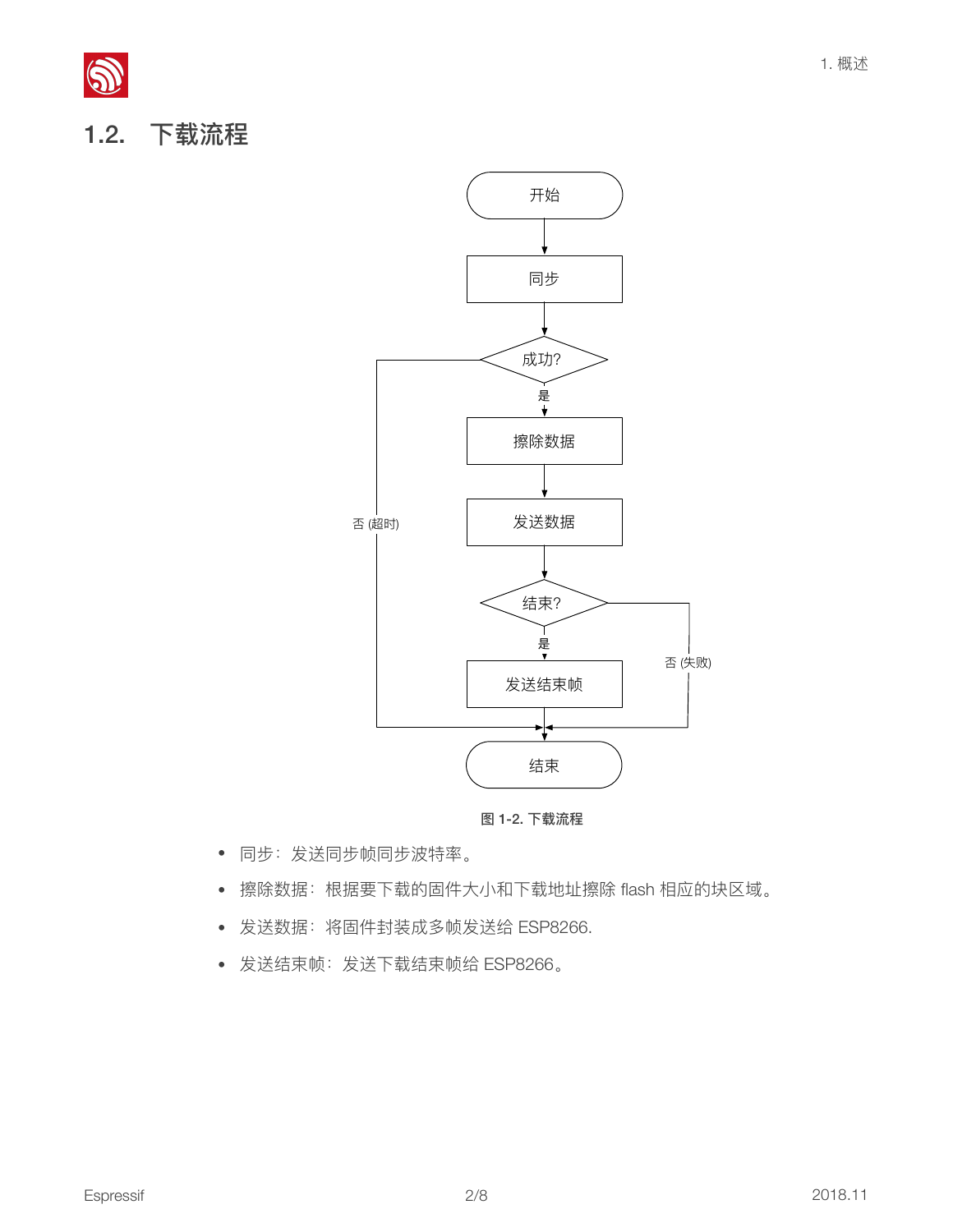## 1.2. 下载流程

图 1-2. 下载流程

- 同步：发送同步帧同步波特率。
- 擦除数据：根据要下载的固件大小和下载地址擦除 flash 相应的块区域。
- 发送数据：将固件封装成多帧发送给 ESP8266.
- 发送结束帧：发送下载结束帧给 ESP8266。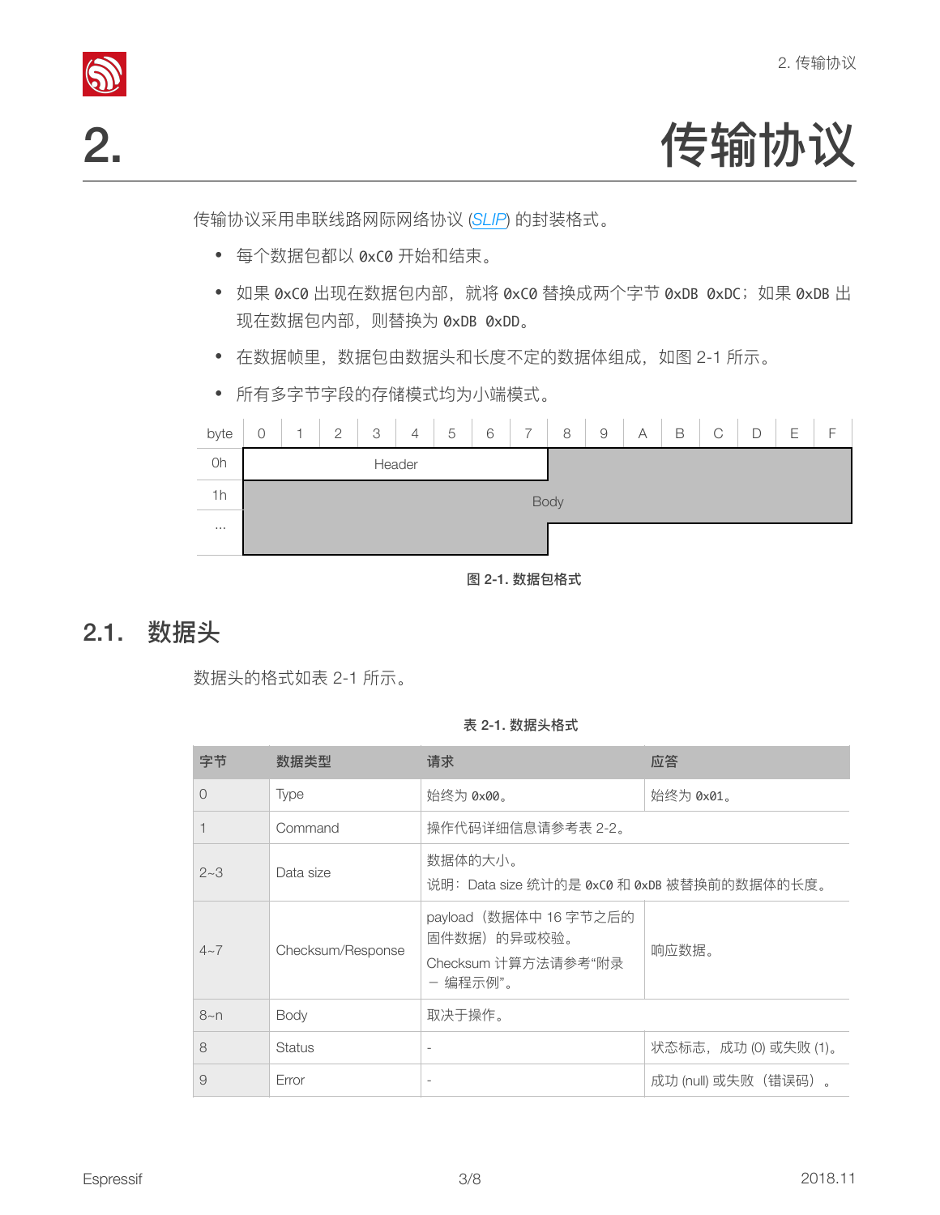# 2. 传输协议

传输协议采用串联线路网际网络协议 (SLIP) 的封装格式。

- 每个数据包都以 `0xC0` 开始和结束。
- 如果 `0xC0` 出现在数据包内部，就将 `0xC0` 替换成两个字节 `0xDB 0xDC`；如果 `0xDB` 出现在数据包内部，则替换为 `0xDB 0xDD`。
- 在数据帧里，数据包由数据头和长度不定的数据体组成，如图 2-1 所示。
- 所有多字节字段的存储模式均为小端模式。

| byte | 0 | 1 | 2 | 3 | 4 | 5 | 6 | 7 | 8 | 9 | A | B | C | D | E | F |
|---|---|---|---|---|---|---|---|---|---|---|---|---|---|---|---|---|
| 0h | Header | | | | | | | | Body | | | | | | | |
| 1h | Body | | | | | | | | | | | | | | | |
| ... | Body | | | | | | | | | | | | | | | |

**图 2-1. 数据包格式**

## 2.1. 数据头

数据头的格式如表 2-1 所示。

**表 2-1. 数据头格式**

| 字节 | 数据类型 | 请求 | 应答 |
|---|---|---|---|
| 0 | Type | 始终为 `0x00`。 | 始终为 `0x01`。 |
| 1 | Command | 操作代码详细信息请参考表 2-2。 | |
| 2~3 | Data size | 数据体的大小。<br>说明：Data size 统计的是 `0xC0` 和 `0xDB` 被替换前的数据体的长度。 | |
| 4~7 | Checksum/Response | payload（数据体中 16 字节之后的固件数据）的异或校验。<br>Checksum 计算方法请参考"附录 – 编程示例"。 | 响应数据。 |
| 8~n | Body | 取决于操作。 | |
| 8 | Status | - | 状态标志，成功 (0) 或失败 (1)。 |
| 9 | Error | - | 成功 (null) 或失败（错误码）。 |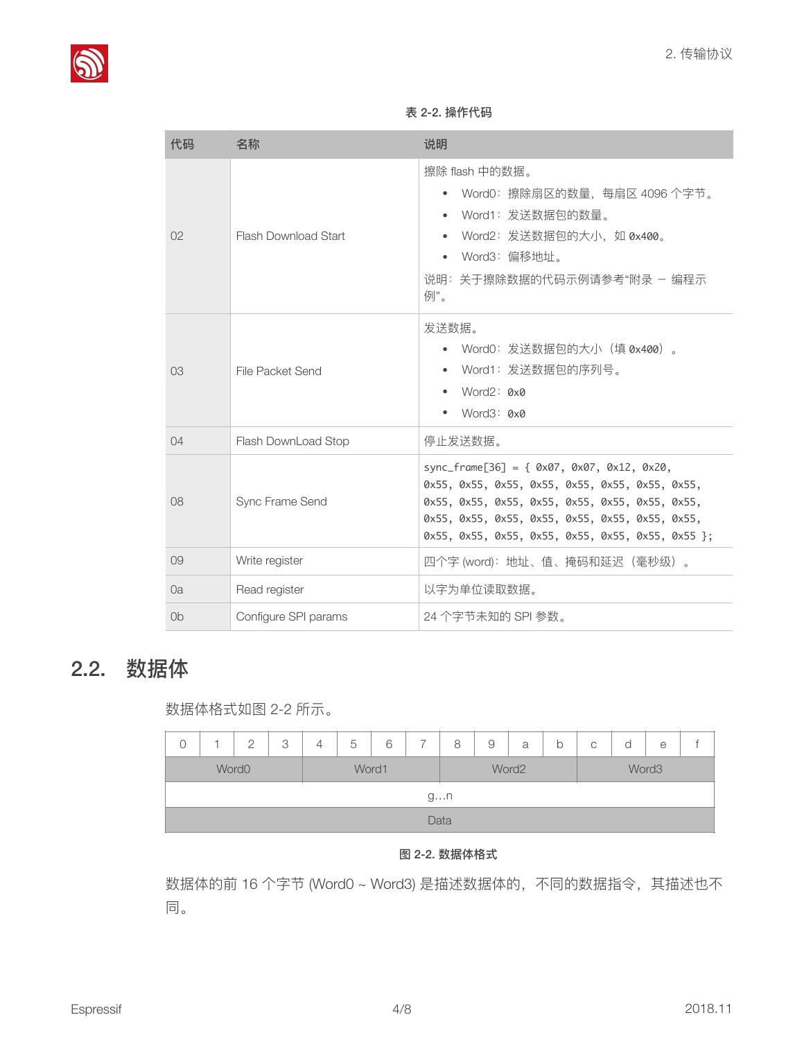表 2-2. 操作代码

| 代码 | 名称 | 说明 |
| --- | --- | --- |
| 02 | Flash Download Start | 擦除 flash 中的数据。<br>• Word0：擦除扇区的数量，每扇区 4096 个字节。<br>• Word1：发送数据包的数量。<br>• Word2：发送数据包的大小，如 `0x400`。<br>• Word3：偏移地址。<br>说明：关于擦除数据的代码示例请参考“附录 – 编程示例”。 |
| 03 | File Packet Send | 发送数据。<br>• Word0：发送数据包的大小（填 `0x400`）。<br>• Word1：发送数据包的序列号。<br>• Word2：`0x0`<br>• Word3：`0x0` |
| 04 | Flash DownLoad Stop | 停止发送数据。 |
| 08 | Sync Frame Send | `sync_frame[36] = { 0x07, 0x07, 0x12, 0x20, 0x55, 0x55, 0x55, 0x55, 0x55, 0x55, 0x55, 0x55, 0x55, 0x55, 0x55, 0x55, 0x55, 0x55, 0x55, 0x55, 0x55, 0x55, 0x55, 0x55, 0x55, 0x55, 0x55, 0x55, 0x55, 0x55, 0x55, 0x55, 0x55, 0x55, 0x55, 0x55 };` |
| 09 | Write register | 四个字 (word)：地址、值、掩码和延迟（毫秒级）。 |
| 0a | Read register | 以字为单位读取数据。 |
| 0b | Configure SPI params | 24 个字节未知的 SPI 参数。 |

## 2.2. 数据体

数据体格式如图 2-2 所示。

| 0 | 1 | 2 | 3 | 4 | 5 | 6 | 7 | 8 | 9 | a | b | c | d | e | f |
| --- | --- | --- | --- | --- | --- | --- | --- | --- | --- | --- | --- | --- | --- | --- | --- |
| Word0 | | | | Word1 | | | | Word2 | | | | Word3 | | | |
| g…n | | | | | | | | | | | | | | | |
| Data | | | | | | | | | | | | | | | |

图 2-2. 数据体格式

数据体的前 16 个字节 (Word0 ~ Word3) 是描述数据体的，不同的数据指令，其描述也不同。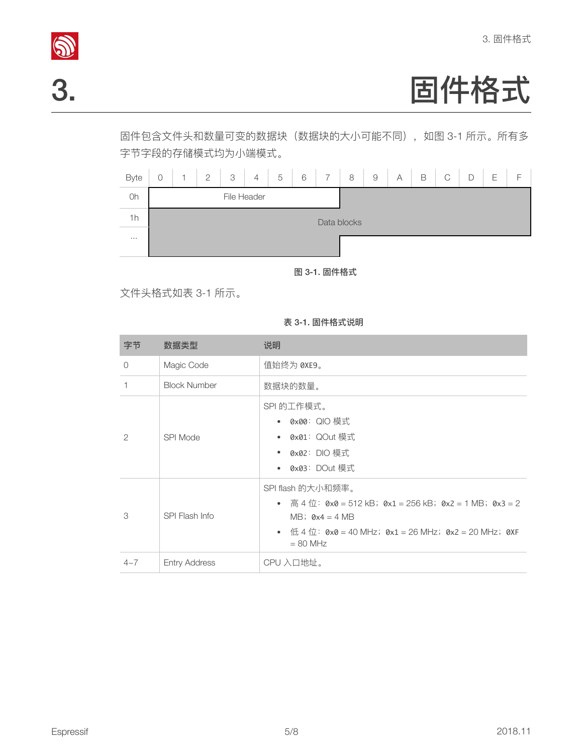# 3. 固件格式

固件包含文件头和数量可变的数据块（数据块的大小可能不同），如图 3-1 所示。所有多字节字段的存储模式均为小端模式。

| Byte | 0 | 1 | 2 | 3 | 4 | 5 | 6 | 7 | 8 | 9 | A | B | C | D | E | F |
|---|---|---|---|---|---|---|---|---|---|---|---|---|---|---|---|---|
| 0h | File Header | | | | | | | | Data blocks | | | | | | | |
| 1h | Data blocks | | | | | | | | | | | | | | | |
| … | | | | | | | | | | | | | | | | |

**图 3-1. 固件格式**

文件头格式如表 3-1 所示。

**表 3-1. 固件格式说明**

| 字节 | 数据类型 | 说明 |
|---|---|---|
| 0 | Magic Code | 值始终为 `0XE9`。 |
| 1 | Block Number | 数据块的数量。 |
| 2 | SPI Mode | SPI 的工作模式。<br>• `0x00`：QIO 模式<br>• `0x01`：QOut 模式<br>• `0x02`：DIO 模式<br>• `0x03`：DOut 模式 |
| 3 | SPI Flash Info | SPI flash 的大小和频率。<br>• 高 4 位：`0x0` = 512 kB；`0x1` = 256 kB；`0x2` = 1 MB；`0x3` = 2 MB；`0x4` = 4 MB<br>• 低 4 位：`0x0` = 40 MHz；`0x1` = 26 MHz；`0x2` = 20 MHz；`0xF` = 80 MHz |
| 4~7 | Entry Address | CPU 入口地址。 |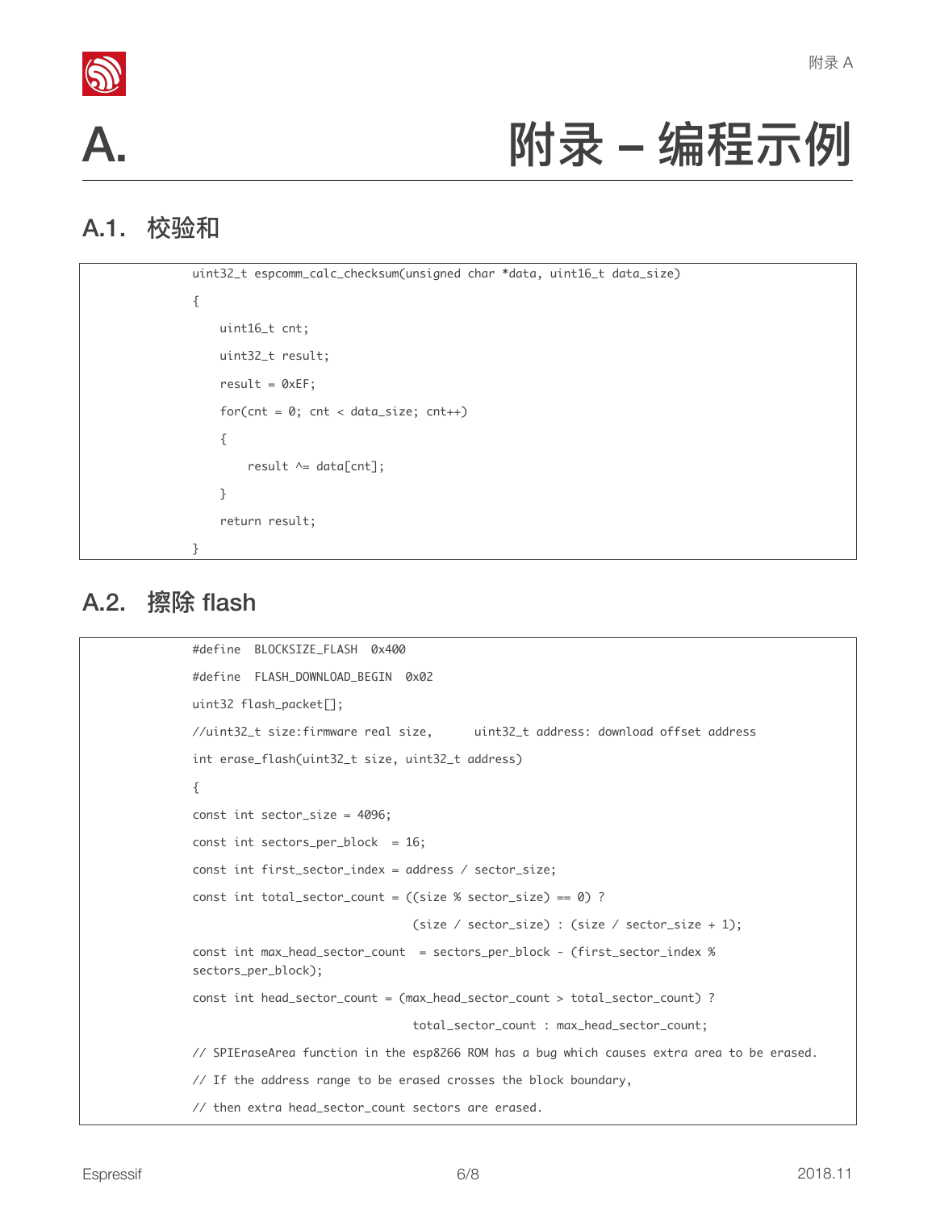# A. 附录 – 编程示例

## A.1. 校验和

```
uint32_t espcomm_calc_checksum(unsigned char *data, uint16_t data_size)
{
    uint16_t cnt;
    uint32_t result;
    result = 0xEF;
    for(cnt = 0; cnt < data_size; cnt++)
    {
        result ^= data[cnt];
    }
    return result;
}
```

## A.2. 擦除 flash

```
#define  BLOCKSIZE_FLASH  0x400
#define  FLASH_DOWNLOAD_BEGIN  0x02
uint32 flash_packet[];
//uint32_t size:firmware real size,      uint32_t address: download offset address
int erase_flash(uint32_t size, uint32_t address)
{
const int sector_size = 4096;
const int sectors_per_block  = 16;
const int first_sector_index = address / sector_size;
const int total_sector_count = ((size % sector_size) == 0) ?
                                (size / sector_size) : (size / sector_size + 1);
const int max_head_sector_count  = sectors_per_block - (first_sector_index % sectors_per_block);
const int head_sector_count = (max_head_sector_count > total_sector_count) ?
                                total_sector_count : max_head_sector_count;
// SPIEraseArea function in the esp8266 ROM has a bug which causes extra area to be erased.
// If the address range to be erased crosses the block boundary,
// then extra head_sector_count sectors are erased.
```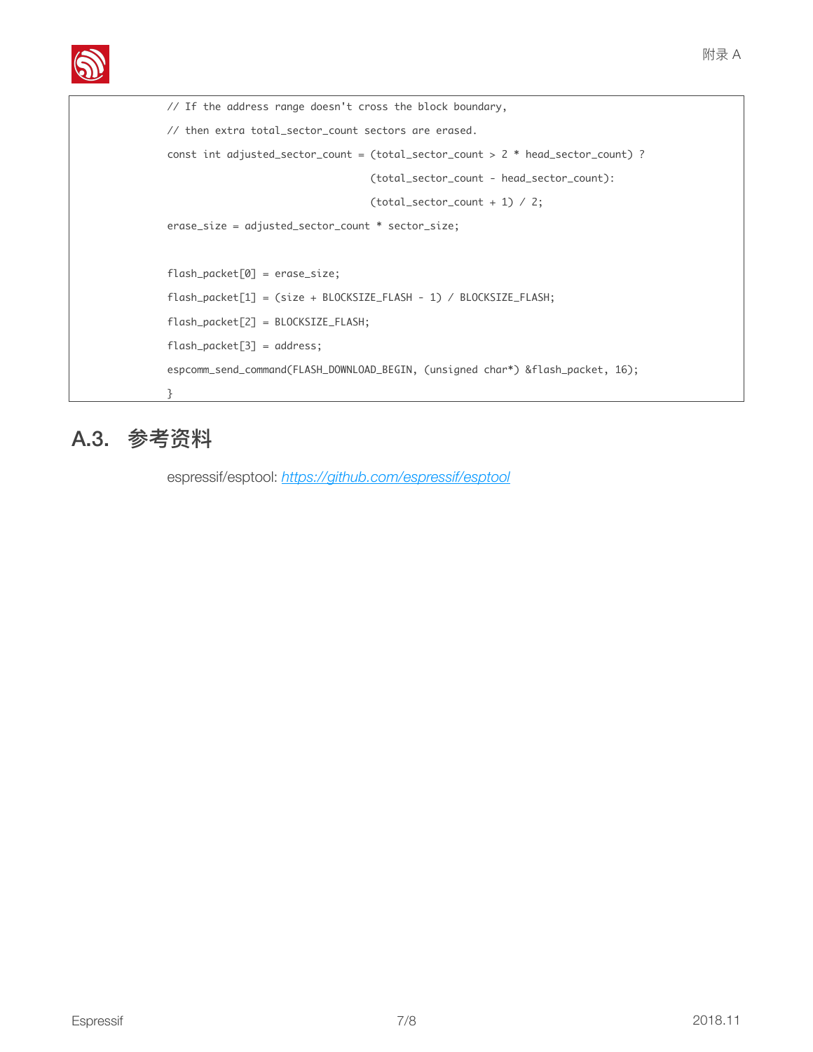```
    // If the address range doesn't cross the block boundary,
    // then extra total_sector_count sectors are erased.
    const int adjusted_sector_count = (total_sector_count > 2 * head_sector_count) ?
                                      (total_sector_count - head_sector_count):
                                      (total_sector_count + 1) / 2;
    erase_size = adjusted_sector_count * sector_size;

    flash_packet[0] = erase_size;
    flash_packet[1] = (size + BLOCKSIZE_FLASH - 1) / BLOCKSIZE_FLASH;
    flash_packet[2] = BLOCKSIZE_FLASH;
    flash_packet[3] = address;
    espcomm_send_command(FLASH_DOWNLOAD_BEGIN, (unsigned char*) &flash_packet, 16);
    }
```

## A.3. 参考资料

espressif/esptool: [https://github.com/espressif/esptool](https://github.com/espressif/esptool)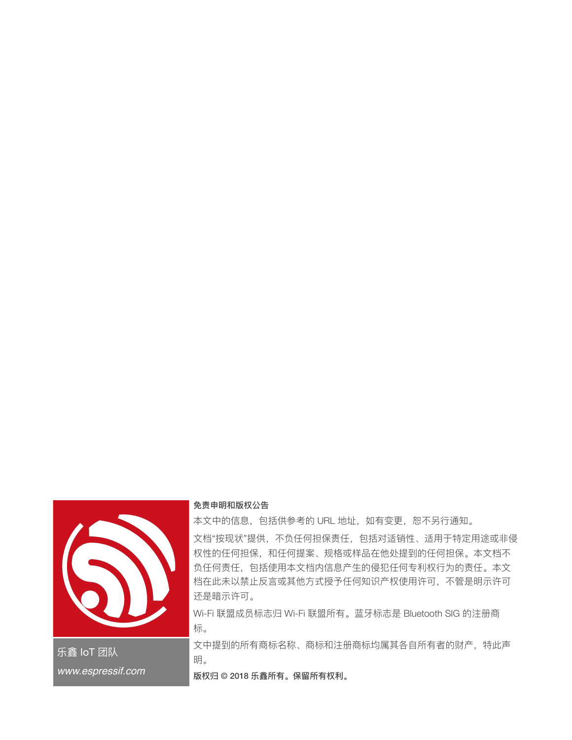乐鑫 IoT 团队

*www.espressif.com*

**免责申明和版权公告**

本文中的信息，包括供参考的 URL 地址，如有变更，恕不另行通知。

文档"按现状"提供，不负任何担保责任，包括对适销性、适用于特定用途或非侵权性的任何担保，和任何提案、规格或样品在他处提到的任何担保。本文档不负任何责任，包括使用本文档内信息产生的侵犯任何专利权行为的责任。本文档在此未以禁止反言或其他方式授予任何知识产权使用许可，不管是明示许可还是暗示许可。

Wi-Fi 联盟成员标志归 Wi-Fi 联盟所有。蓝牙标志是 Bluetooth SIG 的注册商标。

文中提到的所有商标名称、商标和注册商标均属其各自所有者的财产，特此声明。

**版权归 © 2018 乐鑫所有。保留所有权利。**